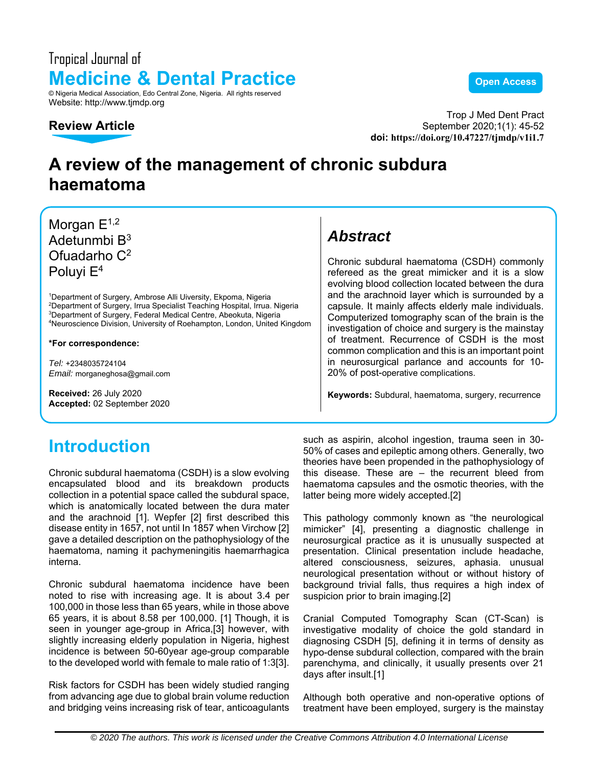Tropical Journal of

# Medicine & Dental Practice

© Nigeria Medical Association, Edo Central Zone, Nigeria. All rights reserved
Website: http://www.tjmdp.org

Open Access

**Review Article**

Trop J Med Dent Pract
September 2020;1(1): 45-52
**doi: https://doi.org/10.47227/tjmdp/v1i1.7**

# A review of the management of chronic subdura haematoma

Morgan E[1,2]
Adetunmbi B[3]
Ofuadarho C[2]
Poluyi E[4]

[1]Department of Surgery, Ambrose Alli Uiversity, Ekpoma, Nigeria
[2]Department of Surgery, Irrua Specialist Teaching Hospital, Irrua. Nigeria
[3]Department of Surgery, Federal Medical Centre, Abeokuta, Nigeria
[4]Neuroscience Division, University of Roehampton, London, United Kingdom

**\*For correspondence:**

*Tel:* +2348035724104
*Email:* morganeghosa@gmail.com

**Received:** 26 July 2020
**Accepted:** 02 September 2020

## *Abstract*

Chronic subdural haematoma (CSDH) commonly refereed as the great mimicker and it is a slow evolving blood collection located between the dura and the arachnoid layer which is surrounded by a capsule. It mainly affects elderly male individuals. Computerized tomography scan of the brain is the investigation of choice and surgery is the mainstay of treatment. Recurrence of CSDH is the most common complication and this is an important point in neurosurgical parlance and accounts for 10-20% of post-operative complications.

**Keywords:** Subdural, haematoma, surgery, recurrence

## Introduction

Chronic subdural haematoma (CSDH) is a slow evolving encapsulated blood and its breakdown products collection in a potential space called the subdural space, which is anatomically located between the dura mater and the arachnoid [1]. Wepfer [2] first described this disease entity in 1657, not until In 1857 when Virchow [2] gave a detailed description on the pathophysiology of the haematoma, naming it pachymeningitis haemarrhagica interna.

Chronic subdural haematoma incidence have been noted to rise with increasing age. It is about 3.4 per 100,000 in those less than 65 years, while in those above 65 years, it is about 8.58 per 100,000. [1] Though, it is seen in younger age-group in Africa,[3] however, with slightly increasing elderly population in Nigeria, highest incidence is between 50-60year age-group comparable to the developed world with female to male ratio of 1:3[3].

Risk factors for CSDH has been widely studied ranging from advancing age due to global brain volume reduction and bridging veins increasing risk of tear, anticoagulants such as aspirin, alcohol ingestion, trauma seen in 30-50% of cases and epileptic among others. Generally, two theories have been propended in the pathophysiology of this disease. These are – the recurrent bleed from haematoma capsules and the osmotic theories, with the latter being more widely accepted.[2]

This pathology commonly known as "the neurological mimicker" [4], presenting a diagnostic challenge in neurosurgical practice as it is unusually suspected at presentation. Clinical presentation include headache, altered consciousness, seizures, aphasia. unusual neurological presentation without or without history of background trivial falls, thus requires a high index of suspicion prior to brain imaging.[2]

Cranial Computed Tomography Scan (CT-Scan) is investigative modality of choice the gold standard in diagnosing CSDH [5], defining it in terms of density as hypo-dense subdural collection, compared with the brain parenchyma, and clinically, it usually presents over 21 days after insult.[1]

Although both operative and non-operative options of treatment have been employed, surgery is the mainstay

© 2020 The authors. This work is licensed under the Creative Commons Attribution 4.0 International License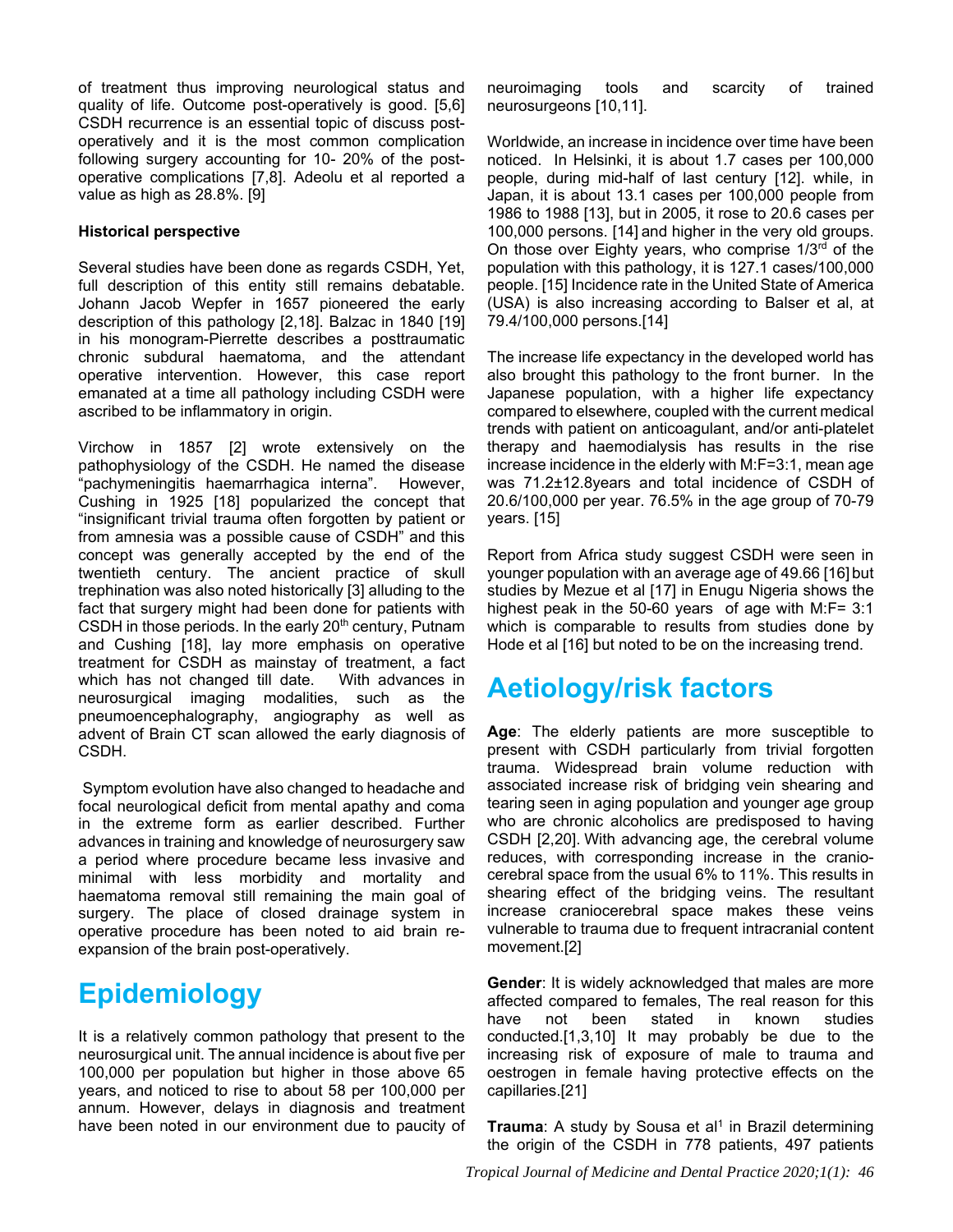of treatment thus improving neurological status and quality of life. Outcome post-operatively is good. [5,6] CSDH recurrence is an essential topic of discuss post-operatively and it is the most common complication following surgery accounting for 10- 20% of the post-operative complications [7,8]. Adeolu et al reported a value as high as 28.8%. [9]

**Historical perspective**

Several studies have been done as regards CSDH, Yet, full description of this entity still remains debatable. Johann Jacob Wepfer in 1657 pioneered the early description of this pathology [2,18]. Balzac in 1840 [19] in his monogram-Pierrette describes a posttraumatic chronic subdural haematoma, and the attendant operative intervention. However, this case report emanated at a time all pathology including CSDH were ascribed to be inflammatory in origin.

Virchow in 1857 [2] wrote extensively on the pathophysiology of the CSDH. He named the disease "pachymeningitis haemarrhagica interna". However, Cushing in 1925 [18] popularized the concept that "insignificant trivial trauma often forgotten by patient or from amnesia was a possible cause of CSDH" and this concept was generally accepted by the end of the twentieth century. The ancient practice of skull trephination was also noted historically [3] alluding to the fact that surgery might had been done for patients with CSDH in those periods. In the early 20th century, Putnam and Cushing [18], lay more emphasis on operative treatment for CSDH as mainstay of treatment, a fact which has not changed till date. With advances in neurosurgical imaging modalities, such as the pneumoencephalography, angiography as well as advent of Brain CT scan allowed the early diagnosis of CSDH.

Symptom evolution have also changed to headache and focal neurological deficit from mental apathy and coma in the extreme form as earlier described. Further advances in training and knowledge of neurosurgery saw a period where procedure became less invasive and minimal with less morbidity and mortality and haematoma removal still remaining the main goal of surgery. The place of closed drainage system in operative procedure has been noted to aid brain re-expansion of the brain post-operatively.

# Epidemiology

It is a relatively common pathology that present to the neurosurgical unit. The annual incidence is about five per 100,000 per population but higher in those above 65 years, and noticed to rise to about 58 per 100,000 per annum. However, delays in diagnosis and treatment have been noted in our environment due to paucity of neuroimaging tools and scarcity of trained neurosurgeons [10,11].

Worldwide, an increase in incidence over time have been noticed. In Helsinki, it is about 1.7 cases per 100,000 people, during mid-half of last century [12]. while, in Japan, it is about 13.1 cases per 100,000 people from 1986 to 1988 [13], but in 2005, it rose to 20.6 cases per 100,000 persons. [14] and higher in the very old groups. On those over Eighty years, who comprise 1/3rd of the population with this pathology, it is 127.1 cases/100,000 people. [15] Incidence rate in the United State of America (USA) is also increasing according to Balser et al, at 79.4/100,000 persons.[14]

The increase life expectancy in the developed world has also brought this pathology to the front burner. In the Japanese population, with a higher life expectancy compared to elsewhere, coupled with the current medical trends with patient on anticoagulant, and/or anti-platelet therapy and haemodialysis has results in the rise increase incidence in the elderly with M:F=3:1, mean age was 71.2±12.8years and total incidence of CSDH of 20.6/100,000 per year. 76.5% in the age group of 70-79 years. [15]

Report from Africa study suggest CSDH were seen in younger population with an average age of 49.66 [16] but studies by Mezue et al [17] in Enugu Nigeria shows the highest peak in the 50-60 years of age with M:F= 3:1 which is comparable to results from studies done by Hode et al [16] but noted to be on the increasing trend.

# Aetiology/risk factors

**Age**: The elderly patients are more susceptible to present with CSDH particularly from trivial forgotten trauma. Widespread brain volume reduction with associated increase risk of bridging vein shearing and tearing seen in aging population and younger age group who are chronic alcoholics are predisposed to having CSDH [2,20]. With advancing age, the cerebral volume reduces, with corresponding increase in the cranio-cerebral space from the usual 6% to 11%. This results in shearing effect of the bridging veins. The resultant increase craniocerebral space makes these veins vulnerable to trauma due to frequent intracranial content movement.[2]

**Gender**: It is widely acknowledged that males are more affected compared to females, The real reason for this have not been stated in known studies conducted.[1,3,10] It may probably be due to the increasing risk of exposure of male to trauma and oestrogen in female having protective effects on the capillaries.[21]

**Trauma**: A study by Sousa et al[1] in Brazil determining the origin of the CSDH in 778 patients, 497 patients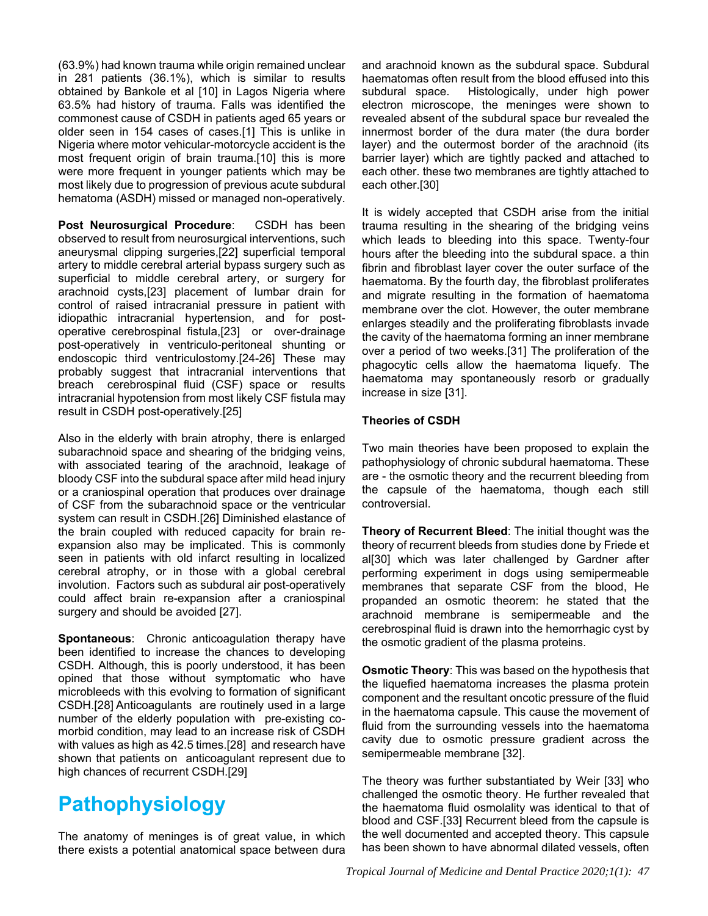(63.9%) had known trauma while origin remained unclear in 281 patients (36.1%), which is similar to results obtained by Bankole et al [10] in Lagos Nigeria where 63.5% had history of trauma. Falls was identified the commonest cause of CSDH in patients aged 65 years or older seen in 154 cases of cases.[1] This is unlike in Nigeria where motor vehicular-motorcycle accident is the most frequent origin of brain trauma.[10] this is more were more frequent in younger patients which may be most likely due to progression of previous acute subdural hematoma (ASDH) missed or managed non-operatively.

**Post Neurosurgical Procedure**: CSDH has been observed to result from neurosurgical interventions, such aneurysmal clipping surgeries,[22] superficial temporal artery to middle cerebral arterial bypass surgery such as superficial to middle cerebral artery, or surgery for arachnoid cysts,[23] placement of lumbar drain for control of raised intracranial pressure in patient with idiopathic intracranial hypertension, and for post-operative cerebrospinal fistula,[23] or over-drainage post-operatively in ventriculo-peritoneal shunting or endoscopic third ventriculostomy.[24-26] These may probably suggest that intracranial interventions that breach cerebrospinal fluid (CSF) space or results intracranial hypotension from most likely CSF fistula may result in CSDH post-operatively.[25]

Also in the elderly with brain atrophy, there is enlarged subarachnoid space and shearing of the bridging veins, with associated tearing of the arachnoid, leakage of bloody CSF into the subdural space after mild head injury or a craniospinal operation that produces over drainage of CSF from the subarachnoid space or the ventricular system can result in CSDH.[26] Diminished elastance of the brain coupled with reduced capacity for brain re-expansion also may be implicated. This is commonly seen in patients with old infarct resulting in localized cerebral atrophy, or in those with a global cerebral involution. Factors such as subdural air post-operatively could affect brain re-expansion after a craniospinal surgery and should be avoided [27].

**Spontaneous**: Chronic anticoagulation therapy have been identified to increase the chances to developing CSDH. Although, this is poorly understood, it has been opined that those without symptomatic who have microbleeds with this evolving to formation of significant CSDH.[28] Anticoagulants are routinely used in a large number of the elderly population with pre-existing co-morbid condition, may lead to an increase risk of CSDH with values as high as 42.5 times.[28] and research have shown that patients on anticoagulant represent due to high chances of recurrent CSDH.[29]

# Pathophysiology

The anatomy of meninges is of great value, in which there exists a potential anatomical space between dura and arachnoid known as the subdural space. Subdural haematomas often result from the blood effused into this subdural space. Histologically, under high power electron microscope, the meninges were shown to revealed absent of the subdural space bur revealed the innermost border of the dura mater (the dura border layer) and the outermost border of the arachnoid (its barrier layer) which are tightly packed and attached to each other. these two membranes are tightly attached to each other.[30]

It is widely accepted that CSDH arise from the initial trauma resulting in the shearing of the bridging veins which leads to bleeding into this space. Twenty-four hours after the bleeding into the subdural space. a thin fibrin and fibroblast layer cover the outer surface of the haematoma. By the fourth day, the fibroblast proliferates and migrate resulting in the formation of haematoma membrane over the clot. However, the outer membrane enlarges steadily and the proliferating fibroblasts invade the cavity of the haematoma forming an inner membrane over a period of two weeks.[31] The proliferation of the phagocytic cells allow the haematoma liquefy. The haematoma may spontaneously resorb or gradually increase in size [31].

### Theories of CSDH

Two main theories have been proposed to explain the pathophysiology of chronic subdural haematoma. These are - the osmotic theory and the recurrent bleeding from the capsule of the haematoma, though each still controversial.

**Theory of Recurrent Bleed**: The initial thought was the theory of recurrent bleeds from studies done by Friede et al[30] which was later challenged by Gardner after performing experiment in dogs using semipermeable membranes that separate CSF from the blood, He propanded an osmotic theorem: he stated that the arachnoid membrane is semipermeable and the cerebrospinal fluid is drawn into the hemorrhagic cyst by the osmotic gradient of the plasma proteins.

**Osmotic Theory**: This was based on the hypothesis that the liquefied haematoma increases the plasma protein component and the resultant oncotic pressure of the fluid in the haematoma capsule. This cause the movement of fluid from the surrounding vessels into the haematoma cavity due to osmotic pressure gradient across the semipermeable membrane [32].

The theory was further substantiated by Weir [33] who challenged the osmotic theory. He further revealed that the haematoma fluid osmolality was identical to that of blood and CSF.[33] Recurrent bleed from the capsule is the well documented and accepted theory. This capsule has been shown to have abnormal dilated vessels, often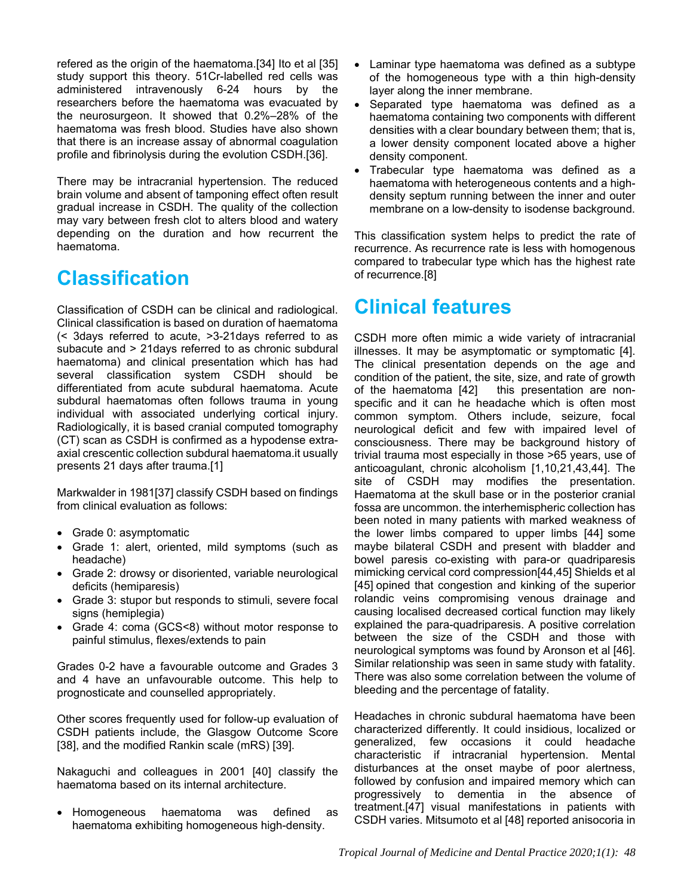refered as the origin of the haematoma.[34] Ito et al [35] study support this theory. 51Cr-labelled red cells was administered intravenously 6-24 hours by the researchers before the haematoma was evacuated by the neurosurgeon. It showed that 0.2%–28% of the haematoma was fresh blood. Studies have also shown that there is an increase assay of abnormal coagulation profile and fibrinolysis during the evolution CSDH.[36].

There may be intracranial hypertension. The reduced brain volume and absent of tamponing effect often result gradual increase in CSDH. The quality of the collection may vary between fresh clot to alters blood and watery depending on the duration and how recurrent the haematoma.

# Classification

Classification of CSDH can be clinical and radiological. Clinical classification is based on duration of haematoma (< 3days referred to acute, >3-21days referred to as subacute and > 21days referred to as chronic subdural haematoma) and clinical presentation which has had several classification system CSDH should be differentiated from acute subdural haematoma. Acute subdural haematomas often follows trauma in young individual with associated underlying cortical injury. Radiologically, it is based cranial computed tomography (CT) scan as CSDH is confirmed as a hypodense extra-axial crescentic collection subdural haematoma.it usually presents 21 days after trauma.[1]

Markwalder in 1981[37] classify CSDH based on findings from clinical evaluation as follows:

- Grade 0: asymptomatic
- Grade 1: alert, oriented, mild symptoms (such as headache)
- Grade 2: drowsy or disoriented, variable neurological deficits (hemiparesis)
- Grade 3: stupor but responds to stimuli, severe focal signs (hemiplegia)
- Grade 4: coma (GCS<8) without motor response to painful stimulus, flexes/extends to pain

Grades 0-2 have a favourable outcome and Grades 3 and 4 have an unfavourable outcome. This help to prognosticate and counselled appropriately.

Other scores frequently used for follow-up evaluation of CSDH patients include, the Glasgow Outcome Score [38], and the modified Rankin scale (mRS) [39].

Nakaguchi and colleagues in 2001 [40] classify the haematoma based on its internal architecture.

- Homogeneous haematoma was defined as haematoma exhibiting homogeneous high-density.
- Laminar type haematoma was defined as a subtype of the homogeneous type with a thin high-density layer along the inner membrane.
- Separated type haematoma was defined as a haematoma containing two components with different densities with a clear boundary between them; that is, a lower density component located above a higher density component.
- Trabecular type haematoma was defined as a haematoma with heterogeneous contents and a high-density septum running between the inner and outer membrane on a low-density to isodense background.

This classification system helps to predict the rate of recurrence. As recurrence rate is less with homogenous compared to trabecular type which has the highest rate of recurrence.[8]

# Clinical features

CSDH more often mimic a wide variety of intracranial illnesses. It may be asymptomatic or symptomatic [4]. The clinical presentation depends on the age and condition of the patient, the site, size, and rate of growth of the haematoma [42] this presentation are non-specific and it can he headache which is often most common symptom. Others include, seizure, focal neurological deficit and few with impaired level of consciousness. There may be background history of trivial trauma most especially in those >65 years, use of anticoagulant, chronic alcoholism [1,10,21,43,44]. The site of CSDH may modifies the presentation. Haematoma at the skull base or in the posterior cranial fossa are uncommon. the interhemispheric collection has been noted in many patients with marked weakness of the lower limbs compared to upper limbs [44] some maybe bilateral CSDH and present with bladder and bowel paresis co-existing with para-or quadriparesis mimicking cervical cord compression[44,45] Shields et al [45] opined that congestion and kinking of the superior rolandic veins compromising venous drainage and causing localised decreased cortical function may likely explained the para-quadriparesis. A positive correlation between the size of the CSDH and those with neurological symptoms was found by Aronson et al [46]. Similar relationship was seen in same study with fatality. There was also some correlation between the volume of bleeding and the percentage of fatality.

Headaches in chronic subdural haematoma have been characterized differently. It could insidious, localized or generalized, few occasions it could headache characteristic if intracranial hypertension. Mental disturbances at the onset maybe of poor alertness, followed by confusion and impaired memory which can progressively to dementia in the absence of treatment.[47] visual manifestations in patients with CSDH varies. Mitsumoto et al [48] reported anisocoria in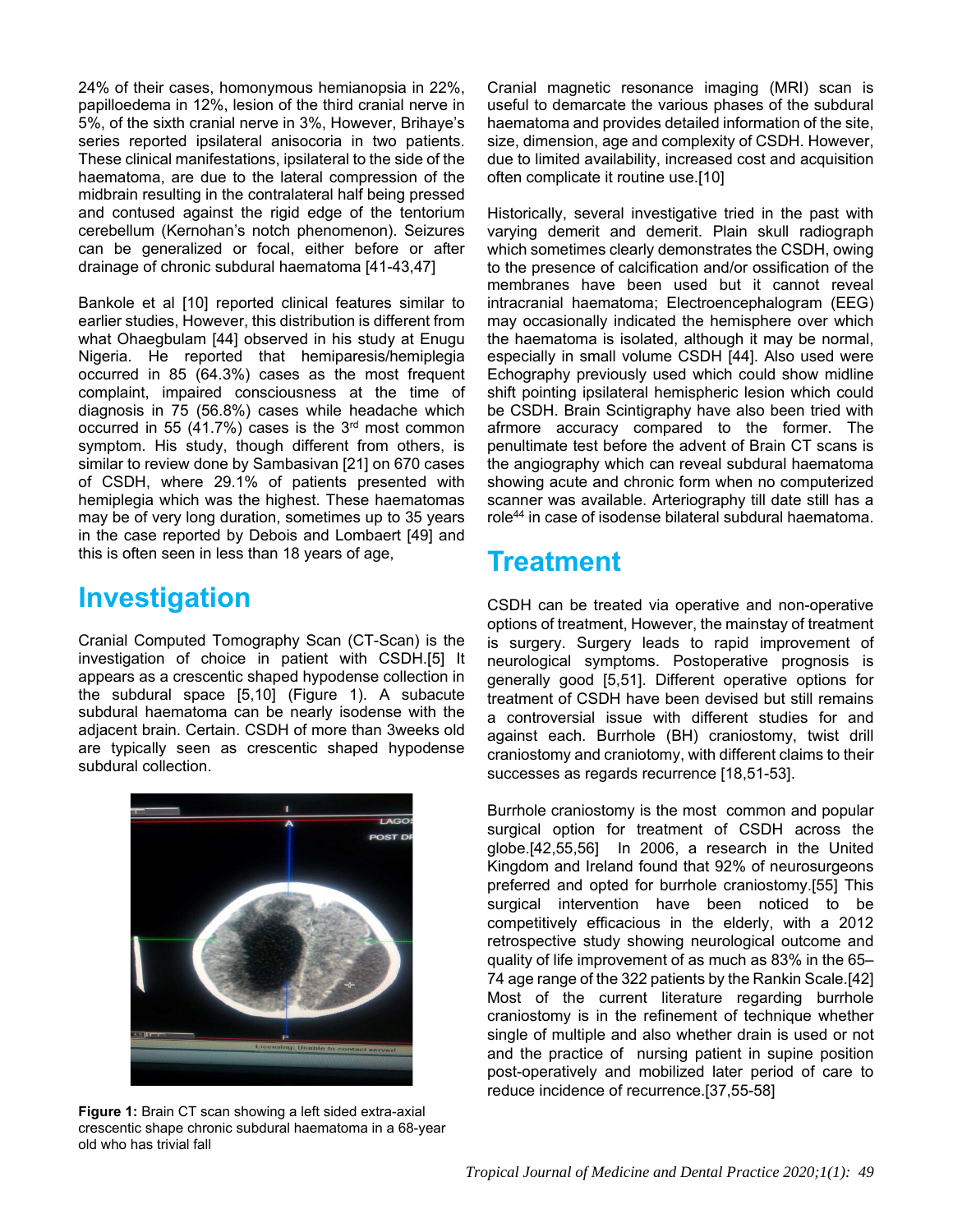24% of their cases, homonymous hemianopsia in 22%, papilloedema in 12%, lesion of the third cranial nerve in 5%, of the sixth cranial nerve in 3%, However, Brihaye's series reported ipsilateral anisocoria in two patients. These clinical manifestations, ipsilateral to the side of the haematoma, are due to the lateral compression of the midbrain resulting in the contralateral half being pressed and contused against the rigid edge of the tentorium cerebellum (Kernohan's notch phenomenon). Seizures can be generalized or focal, either before or after drainage of chronic subdural haematoma [41-43,47]

Bankole et al [10] reported clinical features similar to earlier studies, However, this distribution is different from what Ohaegbulam [44] observed in his study at Enugu Nigeria. He reported that hemiparesis/hemiplegia occurred in 85 (64.3%) cases as the most frequent complaint, impaired consciousness at the time of diagnosis in 75 (56.8%) cases while headache which occurred in 55 (41.7%) cases is the 3rd most common symptom. His study, though different from others, is similar to review done by Sambasivan [21] on 670 cases of CSDH, where 29.1% of patients presented with hemiplegia which was the highest. These haematomas may be of very long duration, sometimes up to 35 years in the case reported by Debois and Lombaert [49] and this is often seen in less than 18 years of age,

# Investigation

Cranial Computed Tomography Scan (CT-Scan) is the investigation of choice in patient with CSDH.[5] It appears as a crescentic shaped hypodense collection in the subdural space [5,10] (Figure 1). A subacute subdural haematoma can be nearly isodense with the adjacent brain. Certain. CSDH of more than 3weeks old are typically seen as crescentic shaped hypodense subdural collection.

**Figure 1:** Brain CT scan showing a left sided extra-axial crescentic shape chronic subdural haematoma in a 68-year old who has trivial fall

Cranial magnetic resonance imaging (MRI) scan is useful to demarcate the various phases of the subdural haematoma and provides detailed information of the site, size, dimension, age and complexity of CSDH. However, due to limited availability, increased cost and acquisition often complicate it routine use.[10]

Historically, several investigative tried in the past with varying demerit and demerit. Plain skull radiograph which sometimes clearly demonstrates the CSDH, owing to the presence of calcification and/or ossification of the membranes have been used but it cannot reveal intracranial haematoma; Electroencephalogram (EEG) may occasionally indicated the hemisphere over which the haematoma is isolated, although it may be normal, especially in small volume CSDH [44]. Also used were Echography previously used which could show midline shift pointing ipsilateral hemispheric lesion which could be CSDH. Brain Scintigraphy have also been tried with afrmore accuracy compared to the former. The penultimate test before the advent of Brain CT scans is the angiography which can reveal subdural haematoma showing acute and chronic form when no computerized scanner was available. Arteriography till date still has a role[44] in case of isodense bilateral subdural haematoma.

# Treatment

CSDH can be treated via operative and non-operative options of treatment, However, the mainstay of treatment is surgery. Surgery leads to rapid improvement of neurological symptoms. Postoperative prognosis is generally good [5,51]. Different operative options for treatment of CSDH have been devised but still remains a controversial issue with different studies for and against each. Burrhole (BH) craniostomy, twist drill craniostomy and craniotomy, with different claims to their successes as regards recurrence [18,51-53].

Burrhole craniostomy is the most common and popular surgical option for treatment of CSDH across the globe.[42,55,56] In 2006, a research in the United Kingdom and Ireland found that 92% of neurosurgeons preferred and opted for burrhole craniostomy.[55] This surgical intervention have been noticed to be competitively efficacious in the elderly, with a 2012 retrospective study showing neurological outcome and quality of life improvement of as much as 83% in the 65–74 age range of the 322 patients by the Rankin Scale.[42] Most of the current literature regarding burrhole craniostomy is in the refinement of technique whether single of multiple and also whether drain is used or not and the practice of nursing patient in supine position post-operatively and mobilized later period of care to reduce incidence of recurrence.[37,55-58]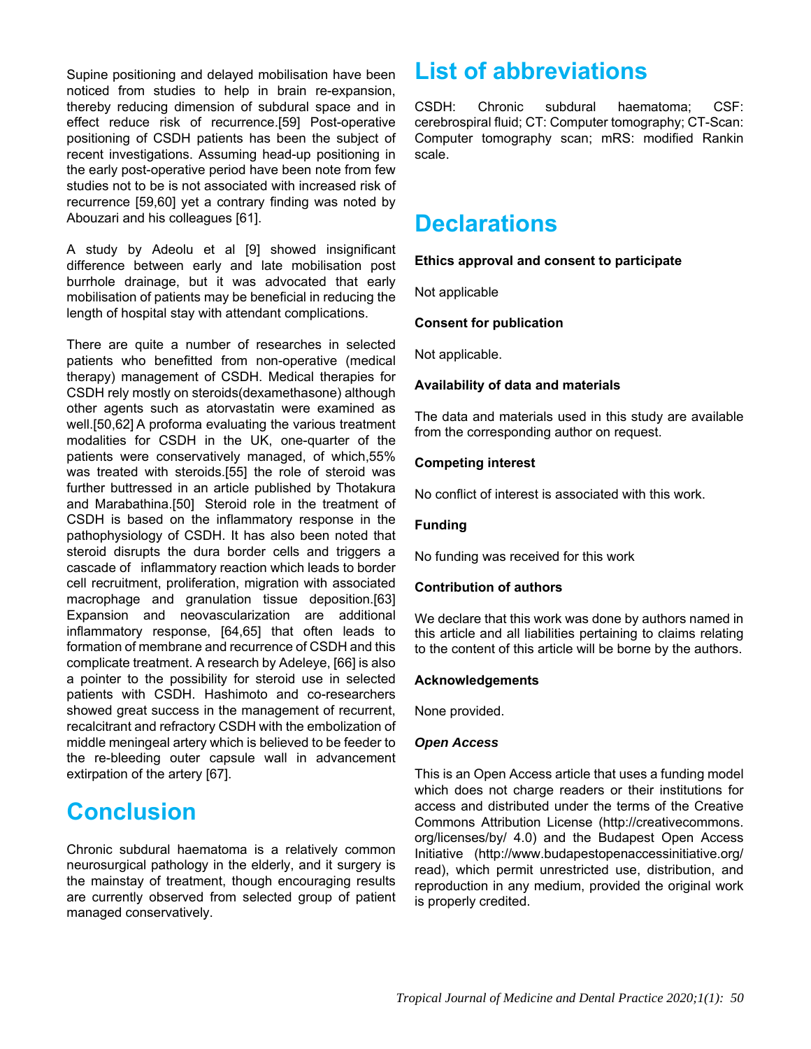Supine positioning and delayed mobilisation have been noticed from studies to help in brain re-expansion, thereby reducing dimension of subdural space and in effect reduce risk of recurrence.[59] Post-operative positioning of CSDH patients has been the subject of recent investigations. Assuming head-up positioning in the early post-operative period have been note from few studies not to be is not associated with increased risk of recurrence [59,60] yet a contrary finding was noted by Abouzari and his colleagues [61].

A study by Adeolu et al [9] showed insignificant difference between early and late mobilisation post burrhole drainage, but it was advocated that early mobilisation of patients may be beneficial in reducing the length of hospital stay with attendant complications.

There are quite a number of researches in selected patients who benefitted from non-operative (medical therapy) management of CSDH. Medical therapies for CSDH rely mostly on steroids(dexamethasone) although other agents such as atorvastatin were examined as well.[50,62] A proforma evaluating the various treatment modalities for CSDH in the UK, one-quarter of the patients were conservatively managed, of which,55% was treated with steroids.[55] the role of steroid was further buttressed in an article published by Thotakura and Marabathina.[50] Steroid role in the treatment of CSDH is based on the inflammatory response in the pathophysiology of CSDH. It has also been noted that steroid disrupts the dura border cells and triggers a cascade of inflammatory reaction which leads to border cell recruitment, proliferation, migration with associated macrophage and granulation tissue deposition.[63] Expansion and neovascularization are additional inflammatory response, [64,65] that often leads to formation of membrane and recurrence of CSDH and this complicate treatment. A research by Adeleye, [66] is also a pointer to the possibility for steroid use in selected patients with CSDH. Hashimoto and co-researchers showed great success in the management of recurrent, recalcitrant and refractory CSDH with the embolization of middle meningeal artery which is believed to be feeder to the re-bleeding outer capsule wall in advancement extirpation of the artery [67].

# Conclusion

Chronic subdural haematoma is a relatively common neurosurgical pathology in the elderly, and it surgery is the mainstay of treatment, though encouraging results are currently observed from selected group of patient managed conservatively.

# List of abbreviations

CSDH: Chronic subdural haematoma; CSF: cerebrospiral fluid; CT: Computer tomography; CT-Scan: Computer tomography scan; mRS: modified Rankin scale.

# Declarations

**Ethics approval and consent to participate**

Not applicable

**Consent for publication**

Not applicable.

**Availability of data and materials**

The data and materials used in this study are available from the corresponding author on request.

**Competing interest**

No conflict of interest is associated with this work.

**Funding**

No funding was received for this work

**Contribution of authors**

We declare that this work was done by authors named in this article and all liabilities pertaining to claims relating to the content of this article will be borne by the authors.

**Acknowledgements**

None provided.

***Open Access***

This is an Open Access article that uses a funding model which does not charge readers or their institutions for access and distributed under the terms of the Creative Commons Attribution License (http://creativecommons.org/licenses/by/ 4.0) and the Budapest Open Access Initiative (http://www.budapestopenaccessinitiative.org/read), which permit unrestricted use, distribution, and reproduction in any medium, provided the original work is properly credited.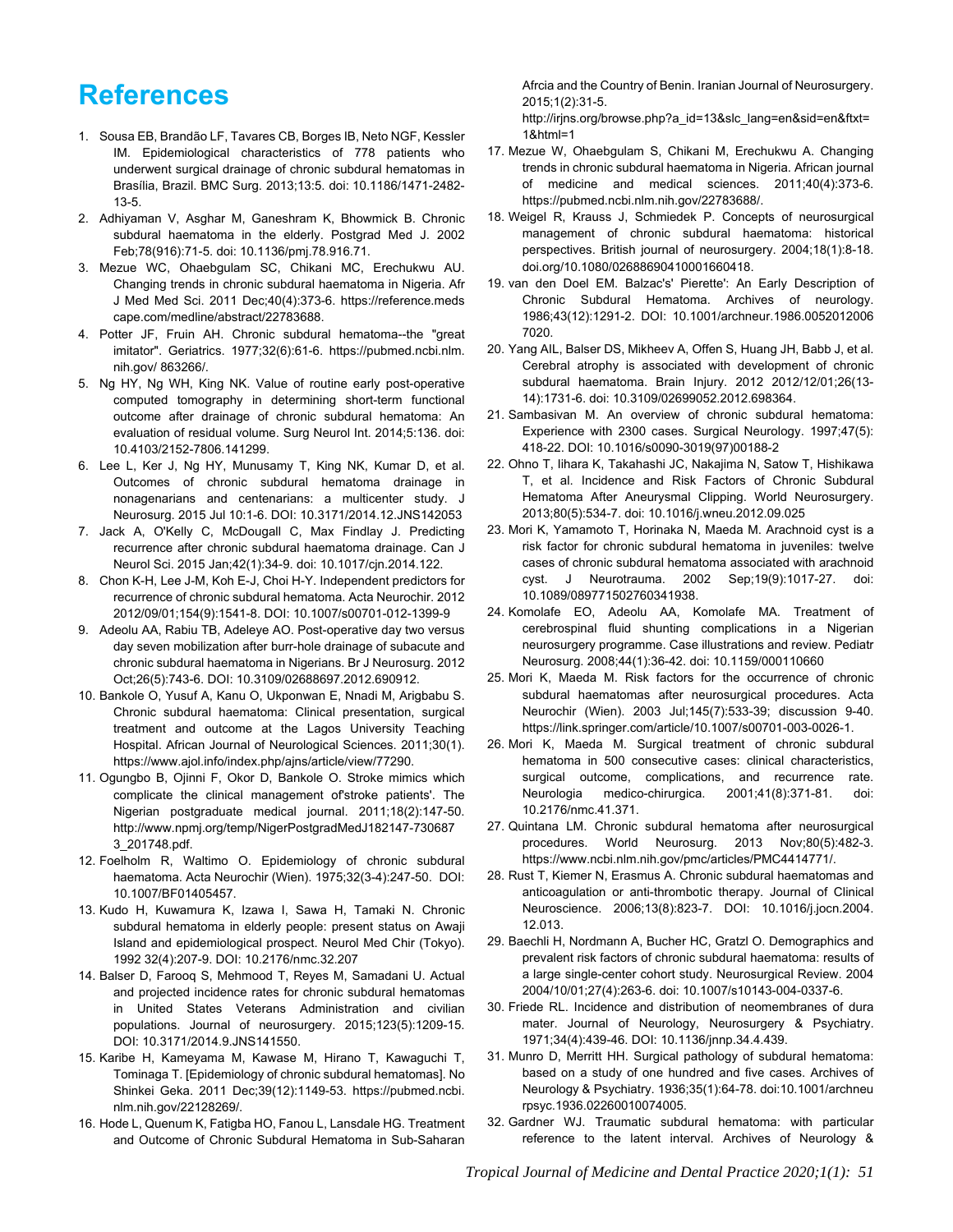# References

1. Sousa EB, Brandão LF, Tavares CB, Borges IB, Neto NGF, Kessler IM. Epidemiological characteristics of 778 patients who underwent surgical drainage of chronic subdural hematomas in Brasília, Brazil. BMC Surg. 2013;13:5. doi: 10.1186/1471-2482-13-5.
2. Adhiyaman V, Asghar M, Ganeshram K, Bhowmick B. Chronic subdural haematoma in the elderly. Postgrad Med J. 2002 Feb;78(916):71-5. doi: 10.1136/pmj.78.916.71.
3. Mezue WC, Ohaebgulam SC, Chikani MC, Erechukwu AU. Changing trends in chronic subdural haematoma in Nigeria. Afr J Med Med Sci. 2011 Dec;40(4):373-6. https://reference.medscape.com/medline/abstract/22783688.
4. Potter JF, Fruin AH. Chronic subdural hematoma--the "great imitator". Geriatrics. 1977;32(6):61-6. https://pubmed.ncbi.nlm.nih.gov/ 863266/.
5. Ng HY, Ng WH, King NK. Value of routine early post-operative computed tomography in determining short-term functional outcome after drainage of chronic subdural hematoma: An evaluation of residual volume. Surg Neurol Int. 2014;5:136. doi: 10.4103/2152-7806.141299.
6. Lee L, Ker J, Ng HY, Munusamy T, King NK, Kumar D, et al. Outcomes of chronic subdural hematoma drainage in nonagenarians and centenarians: a multicenter study. J Neurosurg. 2015 Jul 10:1-6. DOI: 10.3171/2014.12.JNS142053
7. Jack A, O'Kelly C, McDougall C, Max Findlay J. Predicting recurrence after chronic subdural haematoma drainage. Can J Neurol Sci. 2015 Jan;42(1):34-9. doi: 10.1017/cjn.2014.122.
8. Chon K-H, Lee J-M, Koh E-J, Choi H-Y. Independent predictors for recurrence of chronic subdural hematoma. Acta Neurochir. 2012 2012/09/01;154(9):1541-8. DOI: 10.1007/s00701-012-1399-9
9. Adeolu AA, Rabiu TB, Adeleye AO. Post-operative day two versus day seven mobilization after burr-hole drainage of subacute and chronic subdural haematoma in Nigerians. Br J Neurosurg. 2012 Oct;26(5):743-6. DOI: 10.3109/02688697.2012.690912.
10. Bankole O, Yusuf A, Kanu O, Ukponwan E, Nnadi M, Arigbabu S. Chronic subdural haematoma: Clinical presentation, surgical treatment and outcome at the Lagos University Teaching Hospital. African Journal of Neurological Sciences. 2011;30(1). https://www.ajol.info/index.php/ajns/article/view/77290.
11. Ogungbo B, Ojinni F, Okor D, Bankole O. Stroke mimics which complicate the clinical management of'stroke patients'. The Nigerian postgraduate medical journal. 2011;18(2):147-50. http://www.npmj.org/temp/NigerPostgradMedJ182147-7306873_201748.pdf.
12. Foelholm R, Waltimo O. Epidemiology of chronic subdural haematoma. Acta Neurochir (Wien). 1975;32(3-4):247-50. DOI: 10.1007/BF01405457.
13. Kudo H, Kuwamura K, Izawa I, Sawa H, Tamaki N. Chronic subdural hematoma in elderly people: present status on Awaji Island and epidemiological prospect. Neurol Med Chir (Tokyo). 1992 32(4):207-9. DOI: 10.2176/nmc.32.207
14. Balser D, Farooq S, Mehmood T, Reyes M, Samadani U. Actual and projected incidence rates for chronic subdural hematomas in United States Veterans Administration and civilian populations. Journal of neurosurgery. 2015;123(5):1209-15. DOI: 10.3171/2014.9.JNS141550.
15. Karibe H, Kameyama M, Kawase M, Hirano T, Kawaguchi T, Tominaga T. [Epidemiology of chronic subdural hematomas]. No Shinkei Geka. 2011 Dec;39(12):1149-53. https://pubmed.ncbi.nlm.nih.gov/22128269/.
16. Hode L, Quenum K, Fatigba HO, Fanou L, Lansdale HG. Treatment and Outcome of Chronic Subdural Hematoma in Sub-Saharan Afrcia and the Country of Benin. Iranian Journal of Neurosurgery. 2015;1(2):31-5. http://irjns.org/browse.php?a_id=13&slc_lang=en&sid=en&ftxt=1&html=1
17. Mezue W, Ohaebgulam S, Chikani M, Erechukwu A. Changing trends in chronic subdural haematoma in Nigeria. African journal of medicine and medical sciences. 2011;40(4):373-6. https://pubmed.ncbi.nlm.nih.gov/22783688/.
18. Weigel R, Krauss J, Schmiedek P. Concepts of neurosurgical management of chronic subdural haematoma: historical perspectives. British journal of neurosurgery. 2004;18(1):8-18. doi.org/10.1080/02688690410001660418.
19. van den Doel EM. Balzac's' Pierette': An Early Description of Chronic Subdural Hematoma. Archives of neurology. 1986;43(12):1291-2. DOI: 10.1001/archneur.1986.00520120067020.
20. Yang AIL, Balser DS, Mikheev A, Offen S, Huang JH, Babb J, et al. Cerebral atrophy is associated with development of chronic subdural haematoma. Brain Injury. 2012 2012/12/01;26(13-14):1731-6. doi: 10.3109/02699052.2012.698364.
21. Sambasivan M. An overview of chronic subdural hematoma: Experience with 2300 cases. Surgical Neurology. 1997;47(5): 418-22. DOI: 10.1016/s0090-3019(97)00188-2
22. Ohno T, Iihara K, Takahashi JC, Nakajima N, Satow T, Hishikawa T, et al. Incidence and Risk Factors of Chronic Subdural Hematoma After Aneurysmal Clipping. World Neurosurgery. 2013;80(5):534-7. doi: 10.1016/j.wneu.2012.09.025
23. Mori K, Yamamoto T, Horinaka N, Maeda M. Arachnoid cyst is a risk factor for chronic subdural hematoma in juveniles: twelve cases of chronic subdural hematoma associated with arachnoid cyst. J Neurotrauma. 2002 Sep;19(9):1017-27. doi: 10.1089/089771502760341938.
24. Komolafe EO, Adeolu AA, Komolafe MA. Treatment of cerebrospinal fluid shunting complications in a Nigerian neurosurgery programme. Case illustrations and review. Pediatr Neurosurg. 2008;44(1):36-42. doi: 10.1159/000110660
25. Mori K, Maeda M. Risk factors for the occurrence of chronic subdural haematomas after neurosurgical procedures. Acta Neurochir (Wien). 2003 Jul;145(7):533-39; discussion 9-40. https://link.springer.com/article/10.1007/s00701-003-0026-1.
26. Mori K, Maeda M. Surgical treatment of chronic subdural hematoma in 500 consecutive cases: clinical characteristics, surgical outcome, complications, and recurrence rate. Neurologia medico-chirurgica. 2001;41(8):371-81. doi: 10.2176/nmc.41.371.
27. Quintana LM. Chronic subdural hematoma after neurosurgical procedures. World Neurosurg. 2013 Nov;80(5):482-3. https://www.ncbi.nlm.nih.gov/pmc/articles/PMC4414771/.
28. Rust T, Kiemer N, Erasmus A. Chronic subdural haematomas and anticoagulation or anti-thrombotic therapy. Journal of Clinical Neuroscience. 2006;13(8):823-7. DOI: 10.1016/j.jocn.2004.12.013.
29. Baechli H, Nordmann A, Bucher HC, Gratzl O. Demographics and prevalent risk factors of chronic subdural haematoma: results of a large single-center cohort study. Neurosurgical Review. 2004 2004/10/01;27(4):263-6. doi: 10.1007/s10143-004-0337-6.
30. Friede RL. Incidence and distribution of neomembranes of dura mater. Journal of Neurology, Neurosurgery & Psychiatry. 1971;34(4):439-46. DOI: 10.1136/jnnp.34.4.439.
31. Munro D, Merritt HH. Surgical pathology of subdural hematoma: based on a study of one hundred and five cases. Archives of Neurology & Psychiatry. 1936;35(1):64-78. doi:10.1001/archneurpsyc.1936.02260010074005.
32. Gardner WJ. Traumatic subdural hematoma: with particular reference to the latent interval. Archives of Neurology &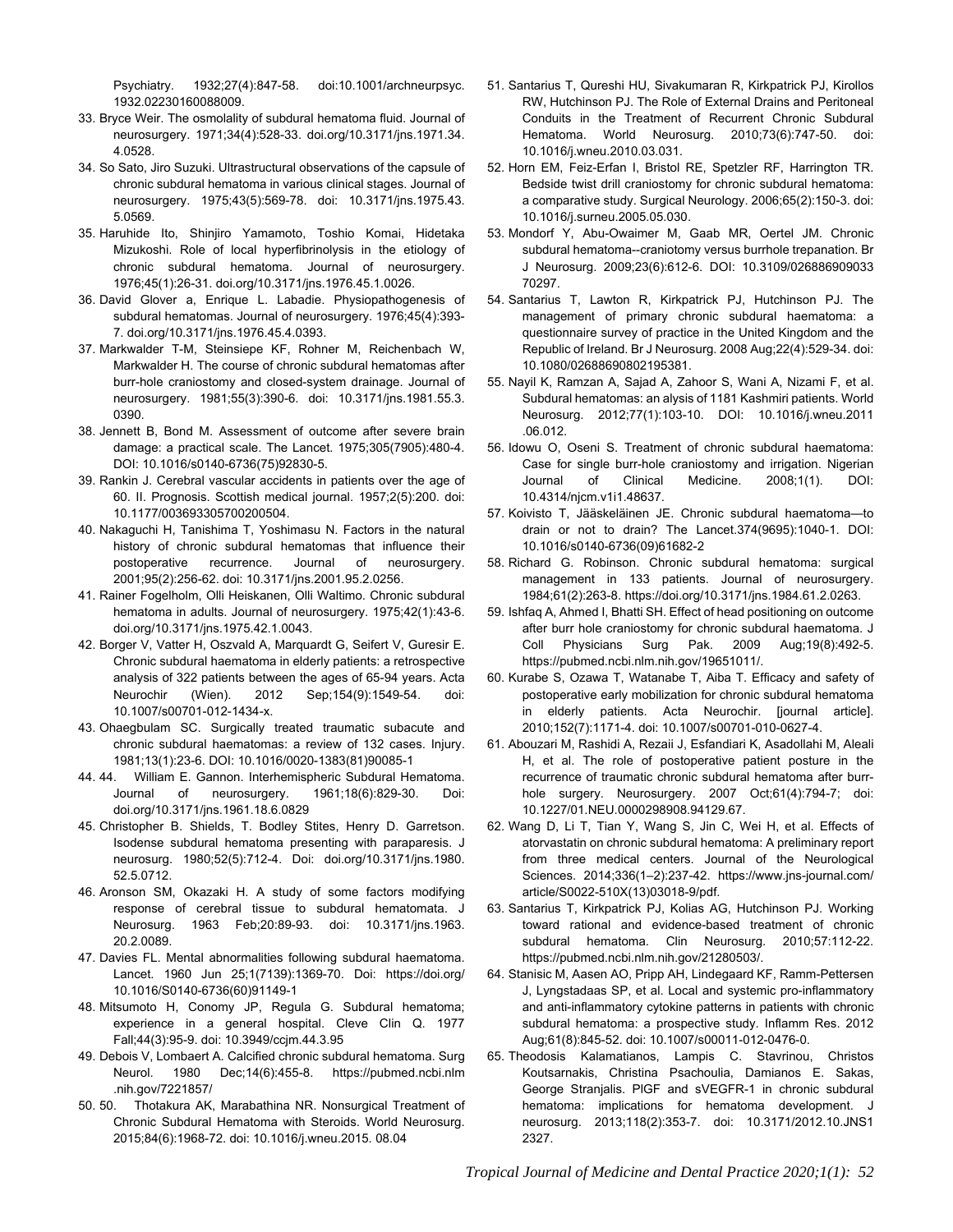Psychiatry. 1932;27(4):847-58. doi:10.1001/archneurpsyc. 1932.02230160088009.

33. Bryce Weir. The osmolality of subdural hematoma fluid. Journal of neurosurgery. 1971;34(4):528-33. doi.org/10.3171/jns.1971.34. 4.0528.
34. So Sato, Jiro Suzuki. Ultrastructural observations of the capsule of chronic subdural hematoma in various clinical stages. Journal of neurosurgery. 1975;43(5):569-78. doi: 10.3171/jns.1975.43. 5.0569.
35. Haruhide Ito, Shinjiro Yamamoto, Toshio Komai, Hidetaka Mizukoshi. Role of local hyperfibrinolysis in the etiology of chronic subdural hematoma. Journal of neurosurgery. 1976;45(1):26-31. doi.org/10.3171/jns.1976.45.1.0026.
36. David Glover a, Enrique L. Labadie. Physiopathogenesis of subdural hematomas. Journal of neurosurgery. 1976;45(4):393-7. doi.org/10.3171/jns.1976.45.4.0393.
37. Markwalder T-M, Steinsiepe KF, Rohner M, Reichenbach W, Markwalder H. The course of chronic subdural hematomas after burr-hole craniostomy and closed-system drainage. Journal of neurosurgery. 1981;55(3):390-6. doi: 10.3171/jns.1981.55.3. 0390.
38. Jennett B, Bond M. Assessment of outcome after severe brain damage: a practical scale. The Lancet. 1975;305(7905):480-4. DOI: 10.1016/s0140-6736(75)92830-5.
39. Rankin J. Cerebral vascular accidents in patients over the age of 60. II. Prognosis. Scottish medical journal. 1957;2(5):200. doi: 10.1177/003693305700200504.
40. Nakaguchi H, Tanishima T, Yoshimasu N. Factors in the natural history of chronic subdural hematomas that influence their postoperative recurrence. Journal of neurosurgery. 2001;95(2):256-62. doi: 10.3171/jns.2001.95.2.0256.
41. Rainer Fogelholm, Olli Heiskanen, Olli Waltimo. Chronic subdural hematoma in adults. Journal of neurosurgery. 1975;42(1):43-6. doi.org/10.3171/jns.1975.42.1.0043.
42. Borger V, Vatter H, Oszvald A, Marquardt G, Seifert V, Guresir E. Chronic subdural haematoma in elderly patients: a retrospective analysis of 322 patients between the ages of 65-94 years. Acta Neurochir (Wien). 2012 Sep;154(9):1549-54. doi: 10.1007/s00701-012-1434-x.
43. Ohaegbulam SC. Surgically treated traumatic subacute and chronic subdural haematomas: a review of 132 cases. Injury. 1981;13(1):23-6. DOI: 10.1016/0020-1383(81)90085-1
44. 44. William E. Gannon. Interhemispheric Subdural Hematoma. Journal of neurosurgery. 1961;18(6):829-30. Doi: doi.org/10.3171/jns.1961.18.6.0829
45. Christopher B. Shields, T. Bodley Stites, Henry D. Garretson. Isodense subdural hematoma presenting with paraparesis. J neurosurg. 1980;52(5):712-4. Doi: doi.org/10.3171/jns.1980. 52.5.0712.
46. Aronson SM, Okazaki H. A study of some factors modifying response of cerebral tissue to subdural hematomata. J Neurosurg. 1963 Feb;20:89-93. doi: 10.3171/jns.1963. 20.2.0089.
47. Davies FL. Mental abnormalities following subdural haematoma. Lancet. 1960 Jun 25;1(7139):1369-70. Doi: https://doi.org/ 10.1016/S0140-6736(60)91149-1
48. Mitsumoto H, Conomy JP, Regula G. Subdural hematoma; experience in a general hospital. Cleve Clin Q. 1977 Fall;44(3):95-9. doi: 10.3949/ccjm.44.3.95
49. Debois V, Lombaert A. Calcified chronic subdural hematoma. Surg Neurol. 1980 Dec;14(6):455-8. https://pubmed.ncbi.nlm .nih.gov/7221857/
50. 50. Thotakura AK, Marabathina NR. Nonsurgical Treatment of Chronic Subdural Hematoma with Steroids. World Neurosurg. 2015;84(6):1968-72. doi: 10.1016/j.wneu.2015. 08.04
51. Santarius T, Qureshi HU, Sivakumaran R, Kirkpatrick PJ, Kirollos RW, Hutchinson PJ. The Role of External Drains and Peritoneal Conduits in the Treatment of Recurrent Chronic Subdural Hematoma. World Neurosurg. 2010;73(6):747-50. doi: 10.1016/j.wneu.2010.03.031.
52. Horn EM, Feiz-Erfan I, Bristol RE, Spetzler RF, Harrington TR. Bedside twist drill craniostomy for chronic subdural hematoma: a comparative study. Surgical Neurology. 2006;65(2):150-3. doi: 10.1016/j.surneu.2005.05.030.
53. Mondorf Y, Abu-Owaimer M, Gaab MR, Oertel JM. Chronic subdural hematoma--craniotomy versus burrhole trepanation. Br J Neurosurg. 2009;23(6):612-6. DOI: 10.3109/026886909033 70297.
54. Santarius T, Lawton R, Kirkpatrick PJ, Hutchinson PJ. The management of primary chronic subdural haematoma: a questionnaire survey of practice in the United Kingdom and the Republic of Ireland. Br J Neurosurg. 2008 Aug;22(4):529-34. doi: 10.1080/02688690802195381.
55. Nayil K, Ramzan A, Sajad A, Zahoor S, Wani A, Nizami F, et al. Subdural hematomas: an alysis of 1181 Kashmiri patients. World Neurosurg. 2012;77(1):103-10. DOI: 10.1016/j.wneu.2011 .06.012.
56. Idowu O, Oseni S. Treatment of chronic subdural haematoma: Case for single burr-hole craniostomy and irrigation. Nigerian Journal of Clinical Medicine. 2008;1(1). DOI: 10.4314/njcm.v1i1.48637.
57. Koivisto T, Jääskeläinen JE. Chronic subdural haematoma—to drain or not to drain? The Lancet.374(9695):1040-1. DOI: 10.1016/s0140-6736(09)61682-2
58. Richard G. Robinson. Chronic subdural hematoma: surgical management in 133 patients. Journal of neurosurgery. 1984;61(2):263-8. https://doi.org/10.3171/jns.1984.61.2.0263.
59. Ishfaq A, Ahmed I, Bhatti SH. Effect of head positioning on outcome after burr hole craniostomy for chronic subdural haematoma. J Coll Physicians Surg Pak. 2009 Aug;19(8):492-5. https://pubmed.ncbi.nlm.nih.gov/19651011/.
60. Kurabe S, Ozawa T, Watanabe T, Aiba T. Efficacy and safety of postoperative early mobilization for chronic subdural hematoma in elderly patients. Acta Neurochir. [journal article]. 2010;152(7):1171-4. doi: 10.1007/s00701-010-0627-4.
61. Abouzari M, Rashidi A, Rezaii J, Esfandiari K, Asadollahi M, Aleali H, et al. The role of postoperative patient posture in the recurrence of traumatic chronic subdural hematoma after burr-hole surgery. Neurosurgery. 2007 Oct;61(4):794-7; doi: 10.1227/01.NEU.0000298908.94129.67.
62. Wang D, Li T, Tian Y, Wang S, Jin C, Wei H, et al. Effects of atorvastatin on chronic subdural hematoma: A preliminary report from three medical centers. Journal of the Neurological Sciences. 2014;336(1–2):237-42. https://www.jns-journal.com/ article/S0022-510X(13)03018-9/pdf.
63. Santarius T, Kirkpatrick PJ, Kolias AG, Hutchinson PJ. Working toward rational and evidence-based treatment of chronic subdural hematoma. Clin Neurosurg. 2010;57:112-22. https://pubmed.ncbi.nlm.nih.gov/21280503/.
64. Stanisic M, Aasen AO, Pripp AH, Lindegaard KF, Ramm-Pettersen J, Lyngstadaas SP, et al. Local and systemic pro-inflammatory and anti-inflammatory cytokine patterns in patients with chronic subdural hematoma: a prospective study. Inflamm Res. 2012 Aug;61(8):845-52. doi: 10.1007/s00011-012-0476-0.
65. Theodosis Kalamatianos, Lampis C. Stavrinou, Christos Koutsarnakis, Christina Psachoulia, Damianos E. Sakas, George Stranjalis. PlGF and sVEGFR-1 in chronic subdural hematoma: implications for hematoma development. J neurosurg. 2013;118(2):353-7. doi: 10.3171/2012.10.JNS1 2327.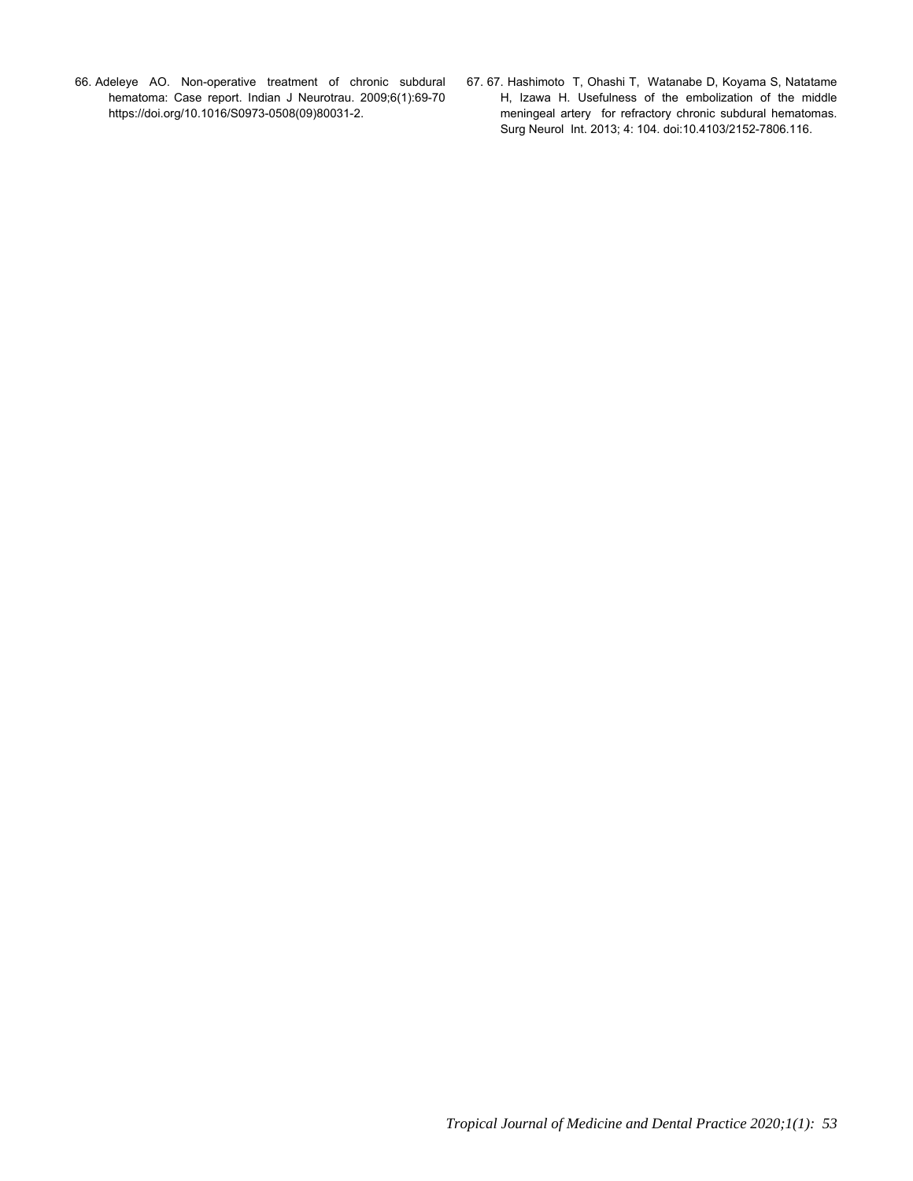66. Adeleye AO. Non-operative treatment of chronic subdural hematoma: Case report. Indian J Neurotrau. 2009;6(1):69-70 https://doi.org/10.1016/S0973-0508(09)80031-2.

67. 67. Hashimoto T, Ohashi T, Watanabe D, Koyama S, Natatame H, Izawa H. Usefulness of the embolization of the middle meningeal artery for refractory chronic subdural hematomas. Surg Neurol Int. 2013; 4: 104. doi:10.4103/2152-7806.116.